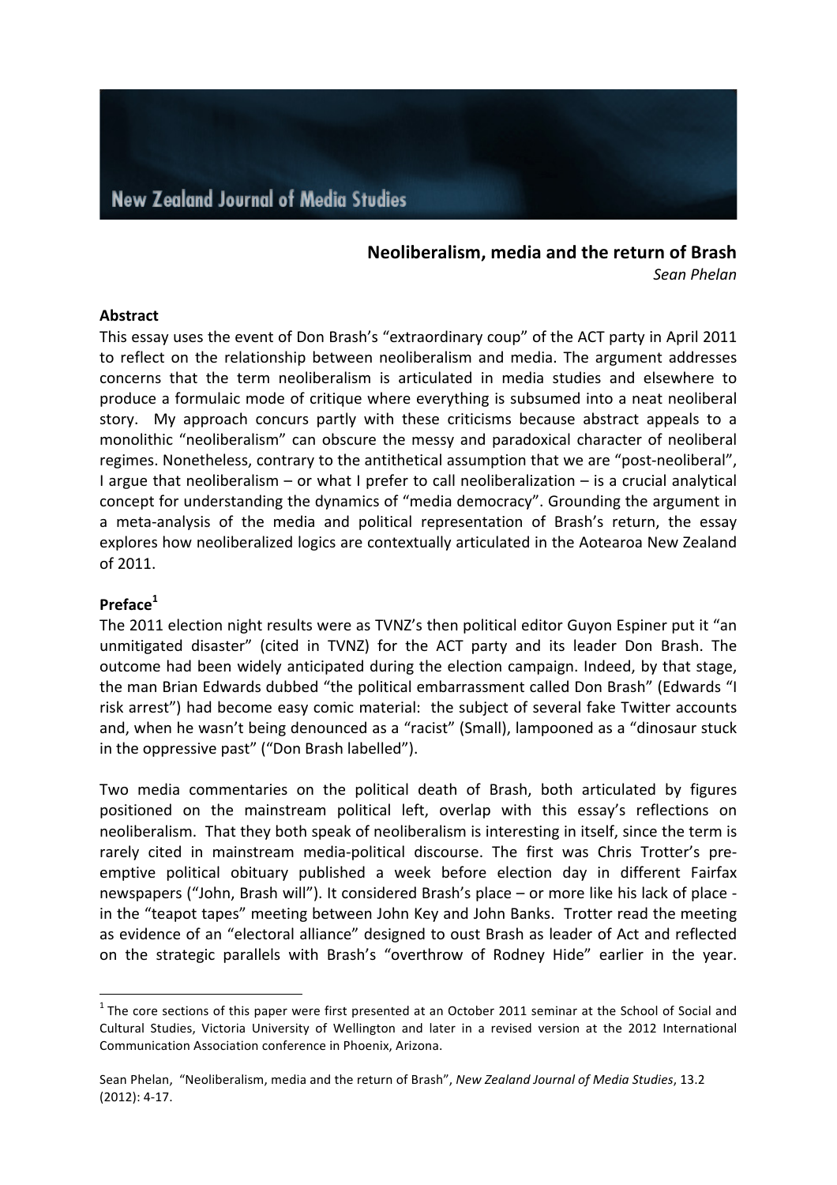# Neoliberalism, media and the return of Brash

*Sean Phelan*

**Abstract**

This essay uses the event of Don Brash's "extraordinary coup" of the ACT party in April 2011 to reflect on the relationship between neoliberalism and media. The argument addresses concerns that the term neoliberalism is articulated in media studies and elsewhere to produce a formulaic mode of critique where everything is subsumed into a neat neoliberal story. My approach concurs partly with these criticisms because abstract appeals to a monolithic "neoliberalism" can obscure the messy and paradoxical character of neoliberal regimes. Nonetheless, contrary to the antithetical assumption that we are "post-neoliberal", I argue that neoliberalism – or what I prefer to call neoliberalization – is a crucial analytical concept for understanding the dynamics of "media democracy". Grounding the argument in a meta-analysis of the media and political representation of Brash's return, the essay explores how neoliberalized logics are contextually articulated in the Aotearoa New Zealand of 2011.

**Preface[1]**

The 2011 election night results were as TVNZ's then political editor Guyon Espiner put it "an unmitigated disaster" (cited in TVNZ) for the ACT party and its leader Don Brash. The outcome had been widely anticipated during the election campaign. Indeed, by that stage, the man Brian Edwards dubbed "the political embarrassment called Don Brash" (Edwards "I risk arrest") had become easy comic material: the subject of several fake Twitter accounts and, when he wasn't being denounced as a "racist" (Small), lampooned as a "dinosaur stuck in the oppressive past" ("Don Brash labelled").

Two media commentaries on the political death of Brash, both articulated by figures positioned on the mainstream political left, overlap with this essay's reflections on neoliberalism. That they both speak of neoliberalism is interesting in itself, since the term is rarely cited in mainstream media-political discourse. The first was Chris Trotter's pre-emptive political obituary published a week before election day in different Fairfax newspapers ("John, Brash will"). It considered Brash's place – or more like his lack of place - in the "teapot tapes" meeting between John Key and John Banks. Trotter read the meeting as evidence of an "electoral alliance" designed to oust Brash as leader of Act and reflected on the strategic parallels with Brash's "overthrow of Rodney Hide" earlier in the year.

---

[1] The core sections of this paper were first presented at an October 2011 seminar at the School of Social and Cultural Studies, Victoria University of Wellington and later in a revised version at the 2012 International Communication Association conference in Phoenix, Arizona.

Sean Phelan, "Neoliberalism, media and the return of Brash", *New Zealand Journal of Media Studies*, 13.2 (2012): 4-17.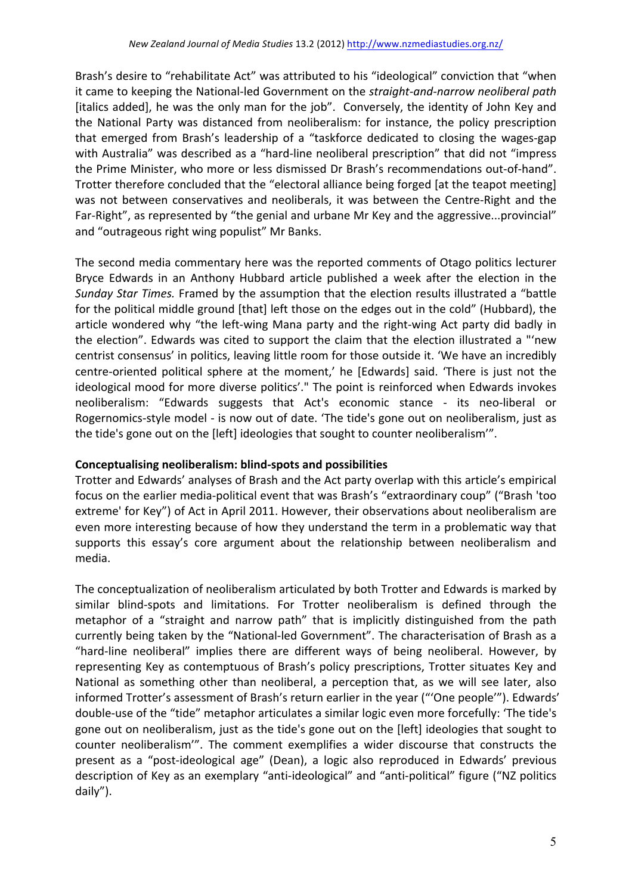Brash's desire to "rehabilitate Act" was attributed to his "ideological" conviction that "when it came to keeping the National-led Government on the *straight-and-narrow neoliberal path* [italics added], he was the only man for the job". Conversely, the identity of John Key and the National Party was distanced from neoliberalism: for instance, the policy prescription that emerged from Brash's leadership of a "taskforce dedicated to closing the wages-gap with Australia" was described as a "hard-line neoliberal prescription" that did not "impress the Prime Minister, who more or less dismissed Dr Brash's recommendations out-of-hand". Trotter therefore concluded that the "electoral alliance being forged [at the teapot meeting] was not between conservatives and neoliberals, it was between the Centre-Right and the Far-Right", as represented by "the genial and urbane Mr Key and the aggressive...provincial" and "outrageous right wing populist" Mr Banks.

The second media commentary here was the reported comments of Otago politics lecturer Bryce Edwards in an Anthony Hubbard article published a week after the election in the *Sunday Star Times.* Framed by the assumption that the election results illustrated a "battle for the political middle ground [that] left those on the edges out in the cold" (Hubbard), the article wondered why "the left-wing Mana party and the right-wing Act party did badly in the election". Edwards was cited to support the claim that the election illustrated a "'new centrist consensus' in politics, leaving little room for those outside it. 'We have an incredibly centre-oriented political sphere at the moment,' he [Edwards] said. 'There is just not the ideological mood for more diverse politics'." The point is reinforced when Edwards invokes neoliberalism: "Edwards suggests that Act's economic stance - its neo-liberal or Rogernomics-style model - is now out of date. 'The tide's gone out on neoliberalism, just as the tide's gone out on the [left] ideologies that sought to counter neoliberalism'".

**Conceptualising neoliberalism: blind-spots and possibilities**

Trotter and Edwards' analyses of Brash and the Act party overlap with this article's empirical focus on the earlier media-political event that was Brash's "extraordinary coup" ("Brash 'too extreme' for Key") of Act in April 2011. However, their observations about neoliberalism are even more interesting because of how they understand the term in a problematic way that supports this essay's core argument about the relationship between neoliberalism and media.

The conceptualization of neoliberalism articulated by both Trotter and Edwards is marked by similar blind-spots and limitations. For Trotter neoliberalism is defined through the metaphor of a "straight and narrow path" that is implicitly distinguished from the path currently being taken by the "National-led Government". The characterisation of Brash as a "hard-line neoliberal" implies there are different ways of being neoliberal. However, by representing Key as contemptuous of Brash's policy prescriptions, Trotter situates Key and National as something other than neoliberal, a perception that, as we will see later, also informed Trotter's assessment of Brash's return earlier in the year ("'One people'"). Edwards' double-use of the "tide" metaphor articulates a similar logic even more forcefully: 'The tide's gone out on neoliberalism, just as the tide's gone out on the [left] ideologies that sought to counter neoliberalism'". The comment exemplifies a wider discourse that constructs the present as a "post-ideological age" (Dean), a logic also reproduced in Edwards' previous description of Key as an exemplary "anti-ideological" and "anti-political" figure ("NZ politics daily").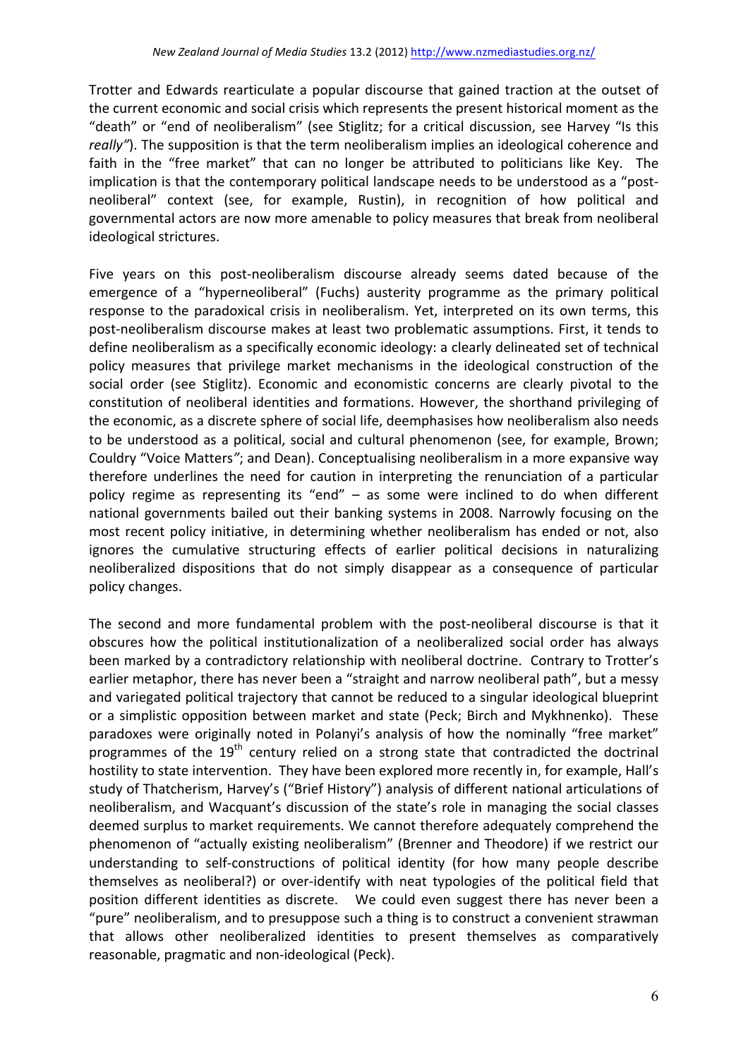Trotter and Edwards rearticulate a popular discourse that gained traction at the outset of the current economic and social crisis which represents the present historical moment as the "death" or "end of neoliberalism" (see Stiglitz; for a critical discussion, see Harvey "Is this *really"*). The supposition is that the term neoliberalism implies an ideological coherence and faith in the "free market" that can no longer be attributed to politicians like Key. The implication is that the contemporary political landscape needs to be understood as a "post-neoliberal" context (see, for example, Rustin), in recognition of how political and governmental actors are now more amenable to policy measures that break from neoliberal ideological strictures.

Five years on this post-neoliberalism discourse already seems dated because of the emergence of a "hyperneoliberal" (Fuchs) austerity programme as the primary political response to the paradoxical crisis in neoliberalism. Yet, interpreted on its own terms, this post-neoliberalism discourse makes at least two problematic assumptions. First, it tends to define neoliberalism as a specifically economic ideology: a clearly delineated set of technical policy measures that privilege market mechanisms in the ideological construction of the social order (see Stiglitz). Economic and economistic concerns are clearly pivotal to the constitution of neoliberal identities and formations. However, the shorthand privileging of the economic, as a discrete sphere of social life, deemphasises how neoliberalism also needs to be understood as a political, social and cultural phenomenon (see, for example, Brown; Couldry "Voice Matters*"*; and Dean). Conceptualising neoliberalism in a more expansive way therefore underlines the need for caution in interpreting the renunciation of a particular policy regime as representing its "end" – as some were inclined to do when different national governments bailed out their banking systems in 2008. Narrowly focusing on the most recent policy initiative, in determining whether neoliberalism has ended or not, also ignores the cumulative structuring effects of earlier political decisions in naturalizing neoliberalized dispositions that do not simply disappear as a consequence of particular policy changes.

The second and more fundamental problem with the post-neoliberal discourse is that it obscures how the political institutionalization of a neoliberalized social order has always been marked by a contradictory relationship with neoliberal doctrine. Contrary to Trotter's earlier metaphor, there has never been a "straight and narrow neoliberal path", but a messy and variegated political trajectory that cannot be reduced to a singular ideological blueprint or a simplistic opposition between market and state (Peck; Birch and Mykhnenko). These paradoxes were originally noted in Polanyi's analysis of how the nominally "free market" programmes of the 19th century relied on a strong state that contradicted the doctrinal hostility to state intervention. They have been explored more recently in, for example, Hall's study of Thatcherism, Harvey's ("Brief History") analysis of different national articulations of neoliberalism, and Wacquant's discussion of the state's role in managing the social classes deemed surplus to market requirements. We cannot therefore adequately comprehend the phenomenon of "actually existing neoliberalism" (Brenner and Theodore) if we restrict our understanding to self-constructions of political identity (for how many people describe themselves as neoliberal?) or over-identify with neat typologies of the political field that position different identities as discrete. We could even suggest there has never been a "pure" neoliberalism, and to presuppose such a thing is to construct a convenient strawman that allows other neoliberalized identities to present themselves as comparatively reasonable, pragmatic and non-ideological (Peck).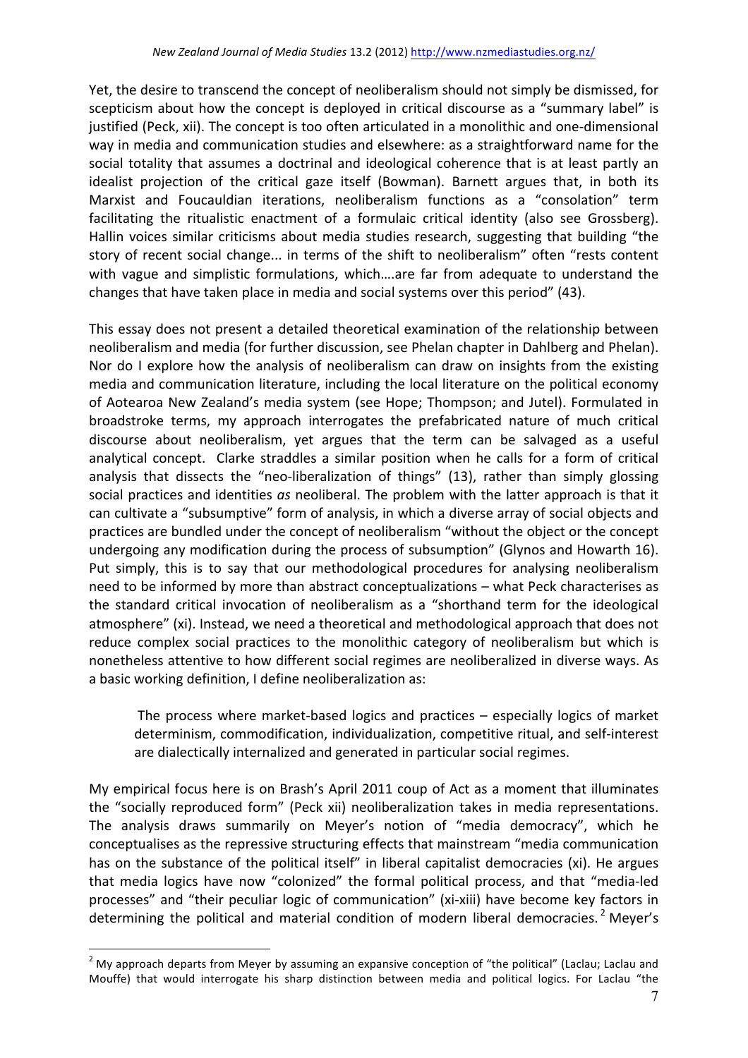Yet, the desire to transcend the concept of neoliberalism should not simply be dismissed, for scepticism about how the concept is deployed in critical discourse as a "summary label" is justified (Peck, xii). The concept is too often articulated in a monolithic and one-dimensional way in media and communication studies and elsewhere: as a straightforward name for the social totality that assumes a doctrinal and ideological coherence that is at least partly an idealist projection of the critical gaze itself (Bowman). Barnett argues that, in both its Marxist and Foucauldian iterations, neoliberalism functions as a "consolation" term facilitating the ritualistic enactment of a formulaic critical identity (also see Grossberg). Hallin voices similar criticisms about media studies research, suggesting that building "the story of recent social change... in terms of the shift to neoliberalism" often "rests content with vague and simplistic formulations, which....are far from adequate to understand the changes that have taken place in media and social systems over this period" (43).

This essay does not present a detailed theoretical examination of the relationship between neoliberalism and media (for further discussion, see Phelan chapter in Dahlberg and Phelan). Nor do I explore how the analysis of neoliberalism can draw on insights from the existing media and communication literature, including the local literature on the political economy of Aotearoa New Zealand's media system (see Hope; Thompson; and Jutel). Formulated in broadstroke terms, my approach interrogates the prefabricated nature of much critical discourse about neoliberalism, yet argues that the term can be salvaged as a useful analytical concept. Clarke straddles a similar position when he calls for a form of critical analysis that dissects the "neo-liberalization of things" (13), rather than simply glossing social practices and identities *as* neoliberal. The problem with the latter approach is that it can cultivate a "subsumptive" form of analysis, in which a diverse array of social objects and practices are bundled under the concept of neoliberalism "without the object or the concept undergoing any modification during the process of subsumption" (Glynos and Howarth 16). Put simply, this is to say that our methodological procedures for analysing neoliberalism need to be informed by more than abstract conceptualizations – what Peck characterises as the standard critical invocation of neoliberalism as a "shorthand term for the ideological atmosphere" (xi). Instead, we need a theoretical and methodological approach that does not reduce complex social practices to the monolithic category of neoliberalism but which is nonetheless attentive to how different social regimes are neoliberalized in diverse ways. As a basic working definition, I define neoliberalization as:

> The process where market-based logics and practices – especially logics of market determinism, commodification, individualization, competitive ritual, and self-interest are dialectically internalized and generated in particular social regimes.

My empirical focus here is on Brash's April 2011 coup of Act as a moment that illuminates the "socially reproduced form" (Peck xii) neoliberalization takes in media representations. The analysis draws summarily on Meyer's notion of "media democracy", which he conceptualises as the repressive structuring effects that mainstream "media communication has on the substance of the political itself" in liberal capitalist democracies (xi). He argues that media logics have now "colonized" the formal political process, and that "media-led processes" and "their peculiar logic of communication" (xi-xiii) have become key factors in determining the political and material condition of modern liberal democracies.[2] Meyer's

[2] My approach departs from Meyer by assuming an expansive conception of "the political" (Laclau; Laclau and Mouffe) that would interrogate his sharp distinction between media and political logics. For Laclau "the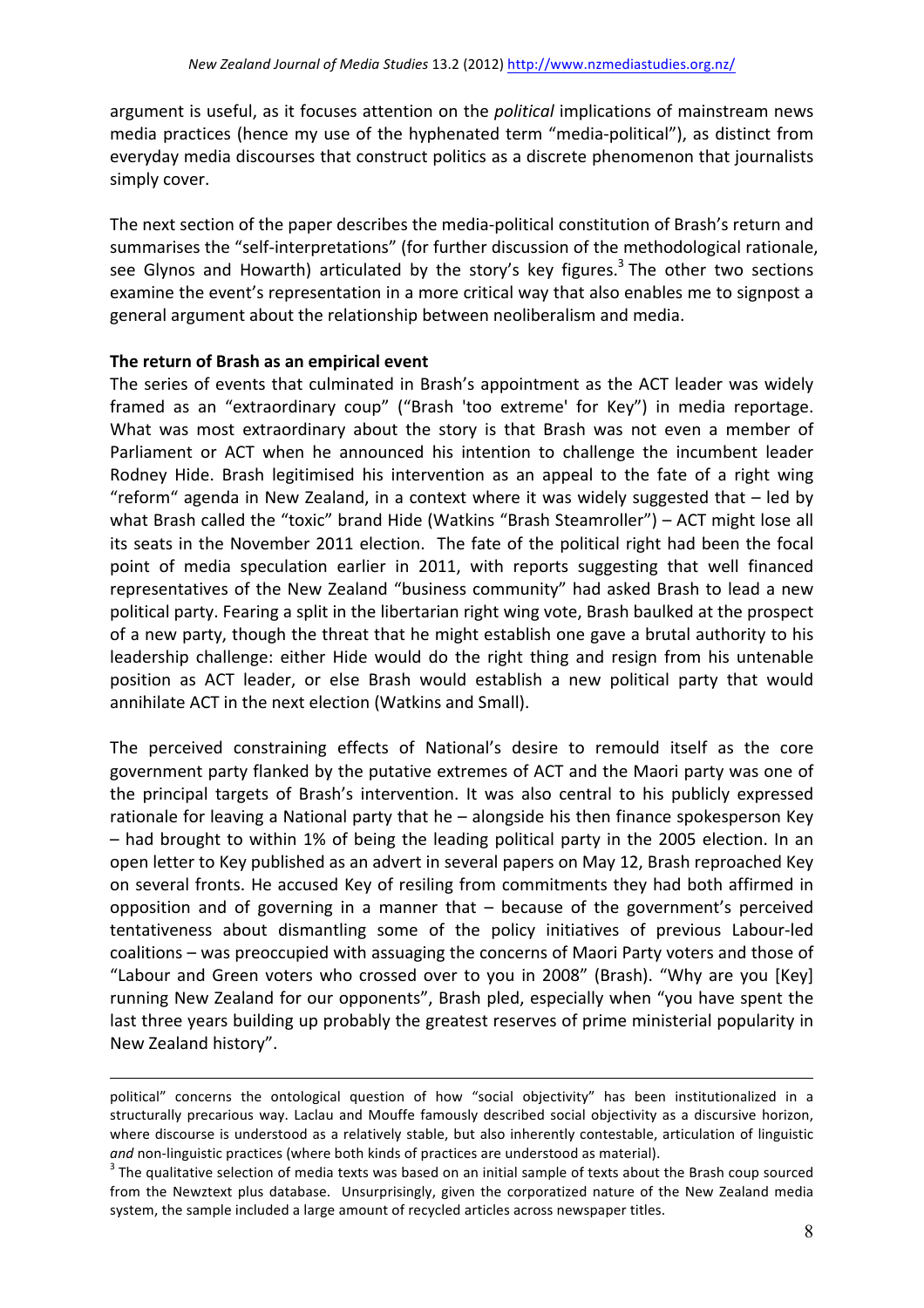argument is useful, as it focuses attention on the *political* implications of mainstream news media practices (hence my use of the hyphenated term "media-political"), as distinct from everyday media discourses that construct politics as a discrete phenomenon that journalists simply cover.

The next section of the paper describes the media-political constitution of Brash's return and summarises the "self-interpretations" (for further discussion of the methodological rationale, see Glynos and Howarth) articulated by the story's key figures.[3] The other two sections examine the event's representation in a more critical way that also enables me to signpost a general argument about the relationship between neoliberalism and media.

**The return of Brash as an empirical event**

The series of events that culminated in Brash's appointment as the ACT leader was widely framed as an "extraordinary coup" ("Brash 'too extreme' for Key") in media reportage. What was most extraordinary about the story is that Brash was not even a member of Parliament or ACT when he announced his intention to challenge the incumbent leader Rodney Hide. Brash legitimised his intervention as an appeal to the fate of a right wing "reform" agenda in New Zealand, in a context where it was widely suggested that – led by what Brash called the "toxic" brand Hide (Watkins "Brash Steamroller") – ACT might lose all its seats in the November 2011 election. The fate of the political right had been the focal point of media speculation earlier in 2011, with reports suggesting that well financed representatives of the New Zealand "business community" had asked Brash to lead a new political party. Fearing a split in the libertarian right wing vote, Brash baulked at the prospect of a new party, though the threat that he might establish one gave a brutal authority to his leadership challenge: either Hide would do the right thing and resign from his untenable position as ACT leader, or else Brash would establish a new political party that would annihilate ACT in the next election (Watkins and Small).

The perceived constraining effects of National's desire to remould itself as the core government party flanked by the putative extremes of ACT and the Maori party was one of the principal targets of Brash's intervention. It was also central to his publicly expressed rationale for leaving a National party that he – alongside his then finance spokesperson Key – had brought to within 1% of being the leading political party in the 2005 election. In an open letter to Key published as an advert in several papers on May 12, Brash reproached Key on several fronts. He accused Key of resiling from commitments they had both affirmed in opposition and of governing in a manner that – because of the government's perceived tentativeness about dismantling some of the policy initiatives of previous Labour-led coalitions – was preoccupied with assuaging the concerns of Maori Party voters and those of "Labour and Green voters who crossed over to you in 2008" (Brash). "Why are you [Key] running New Zealand for our opponents", Brash pled, especially when "you have spent the last three years building up probably the greatest reserves of prime ministerial popularity in New Zealand history".

---

political" concerns the ontological question of how "social objectivity" has been institutionalized in a structurally precarious way. Laclau and Mouffe famously described social objectivity as a discursive horizon, where discourse is understood as a relatively stable, but also inherently contestable, articulation of linguistic *and* non-linguistic practices (where both kinds of practices are understood as material).

[3] The qualitative selection of media texts was based on an initial sample of texts about the Brash coup sourced from the Newztext plus database. Unsurprisingly, given the corporatized nature of the New Zealand media system, the sample included a large amount of recycled articles across newspaper titles.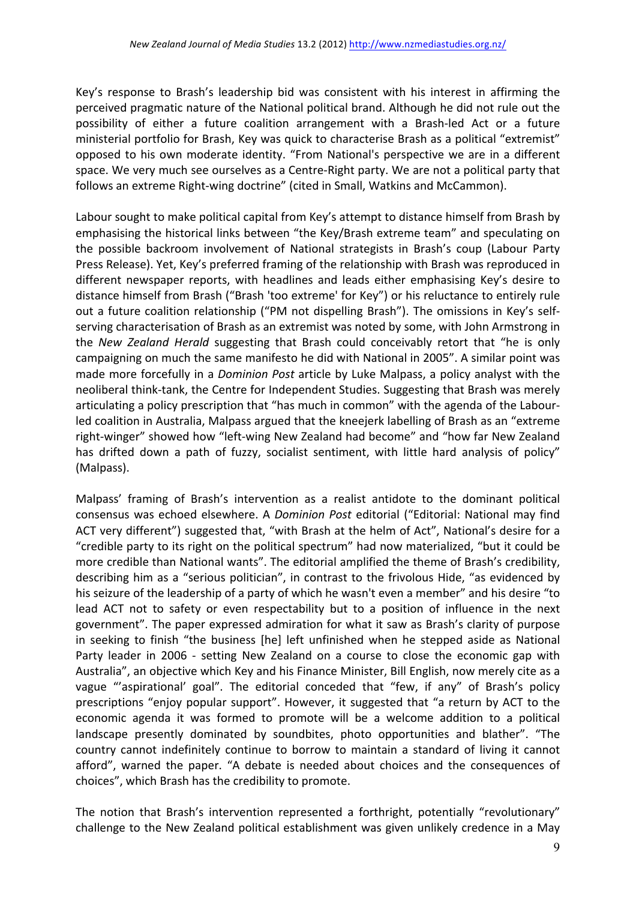Key's response to Brash's leadership bid was consistent with his interest in affirming the perceived pragmatic nature of the National political brand. Although he did not rule out the possibility of either a future coalition arrangement with a Brash-led Act or a future ministerial portfolio for Brash, Key was quick to characterise Brash as a political "extremist" opposed to his own moderate identity. "From National's perspective we are in a different space. We very much see ourselves as a Centre-Right party. We are not a political party that follows an extreme Right-wing doctrine" (cited in Small, Watkins and McCammon).

Labour sought to make political capital from Key's attempt to distance himself from Brash by emphasising the historical links between "the Key/Brash extreme team" and speculating on the possible backroom involvement of National strategists in Brash's coup (Labour Party Press Release). Yet, Key's preferred framing of the relationship with Brash was reproduced in different newspaper reports, with headlines and leads either emphasising Key's desire to distance himself from Brash ("Brash 'too extreme' for Key") or his reluctance to entirely rule out a future coalition relationship ("PM not dispelling Brash"). The omissions in Key's self-serving characterisation of Brash as an extremist was noted by some, with John Armstrong in the *New Zealand Herald* suggesting that Brash could conceivably retort that "he is only campaigning on much the same manifesto he did with National in 2005". A similar point was made more forcefully in a *Dominion Post* article by Luke Malpass, a policy analyst with the neoliberal think-tank, the Centre for Independent Studies. Suggesting that Brash was merely articulating a policy prescription that "has much in common" with the agenda of the Labour-led coalition in Australia, Malpass argued that the kneejerk labelling of Brash as an "extreme right-winger" showed how "left-wing New Zealand had become" and "how far New Zealand has drifted down a path of fuzzy, socialist sentiment, with little hard analysis of policy" (Malpass).

Malpass' framing of Brash's intervention as a realist antidote to the dominant political consensus was echoed elsewhere. A *Dominion Post* editorial ("Editorial: National may find ACT very different") suggested that, "with Brash at the helm of Act", National's desire for a "credible party to its right on the political spectrum" had now materialized, "but it could be more credible than National wants". The editorial amplified the theme of Brash's credibility, describing him as a "serious politician", in contrast to the frivolous Hide, "as evidenced by his seizure of the leadership of a party of which he wasn't even a member" and his desire "to lead ACT not to safety or even respectability but to a position of influence in the next government". The paper expressed admiration for what it saw as Brash's clarity of purpose in seeking to finish "the business [he] left unfinished when he stepped aside as National Party leader in 2006 - setting New Zealand on a course to close the economic gap with Australia", an objective which Key and his Finance Minister, Bill English, now merely cite as a vague "'aspirational' goal". The editorial conceded that "few, if any" of Brash's policy prescriptions "enjoy popular support". However, it suggested that "a return by ACT to the economic agenda it was formed to promote will be a welcome addition to a political landscape presently dominated by soundbites, photo opportunities and blather". "The country cannot indefinitely continue to borrow to maintain a standard of living it cannot afford", warned the paper. "A debate is needed about choices and the consequences of choices", which Brash has the credibility to promote.

The notion that Brash's intervention represented a forthright, potentially "revolutionary" challenge to the New Zealand political establishment was given unlikely credence in a May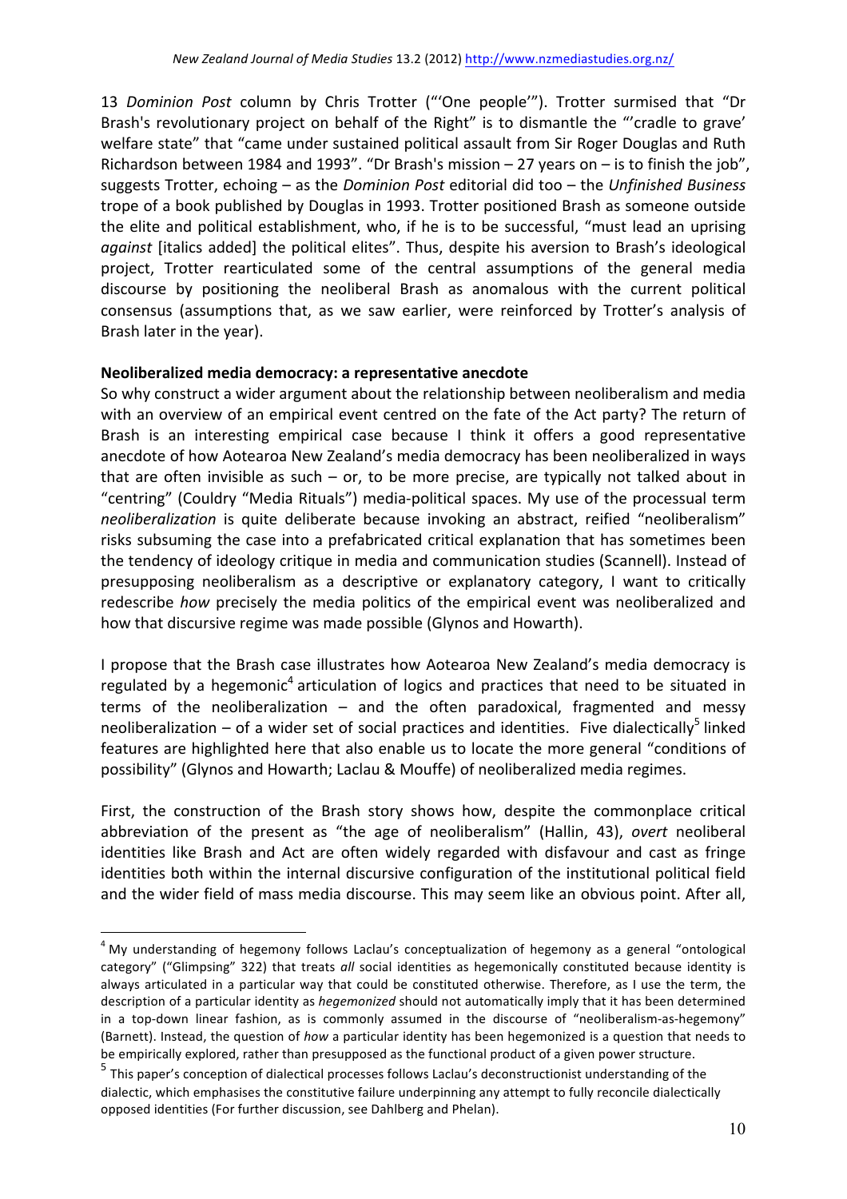13 *Dominion Post* column by Chris Trotter ("'One people'"). Trotter surmised that "Dr Brash's revolutionary project on behalf of the Right" is to dismantle the "'cradle to grave' welfare state" that "came under sustained political assault from Sir Roger Douglas and Ruth Richardson between 1984 and 1993". "Dr Brash's mission – 27 years on – is to finish the job", suggests Trotter, echoing – as the *Dominion Post* editorial did too – the *Unfinished Business* trope of a book published by Douglas in 1993. Trotter positioned Brash as someone outside the elite and political establishment, who, if he is to be successful, "must lead an uprising *against* [italics added] the political elites". Thus, despite his aversion to Brash's ideological project, Trotter rearticulated some of the central assumptions of the general media discourse by positioning the neoliberal Brash as anomalous with the current political consensus (assumptions that, as we saw earlier, were reinforced by Trotter's analysis of Brash later in the year).

**Neoliberalized media democracy: a representative anecdote**

So why construct a wider argument about the relationship between neoliberalism and media with an overview of an empirical event centred on the fate of the Act party? The return of Brash is an interesting empirical case because I think it offers a good representative anecdote of how Aotearoa New Zealand's media democracy has been neoliberalized in ways that are often invisible as such – or, to be more precise, are typically not talked about in "centring" (Couldry "Media Rituals") media-political spaces. My use of the processual term *neoliberalization* is quite deliberate because invoking an abstract, reified "neoliberalism" risks subsuming the case into a prefabricated critical explanation that has sometimes been the tendency of ideology critique in media and communication studies (Scannell). Instead of presupposing neoliberalism as a descriptive or explanatory category, I want to critically redescribe *how* precisely the media politics of the empirical event was neoliberalized and how that discursive regime was made possible (Glynos and Howarth).

I propose that the Brash case illustrates how Aotearoa New Zealand's media democracy is regulated by a hegemonic[4] articulation of logics and practices that need to be situated in terms of the neoliberalization – and the often paradoxical, fragmented and messy neoliberalization – of a wider set of social practices and identities. Five dialectically[5] linked features are highlighted here that also enable us to locate the more general "conditions of possibility" (Glynos and Howarth; Laclau & Mouffe) of neoliberalized media regimes.

First, the construction of the Brash story shows how, despite the commonplace critical abbreviation of the present as "the age of neoliberalism" (Hallin, 43), *overt* neoliberal identities like Brash and Act are often widely regarded with disfavour and cast as fringe identities both within the internal discursive configuration of the institutional political field and the wider field of mass media discourse. This may seem like an obvious point. After all,

---

[4] My understanding of hegemony follows Laclau's conceptualization of hegemony as a general "ontological category" ("Glimpsing" 322) that treats *all* social identities as hegemonically constituted because identity is always articulated in a particular way that could be constituted otherwise. Therefore, as I use the term, the description of a particular identity as *hegemonized* should not automatically imply that it has been determined in a top-down linear fashion, as is commonly assumed in the discourse of "neoliberalism-as-hegemony" (Barnett). Instead, the question of *how* a particular identity has been hegemonized is a question that needs to be empirically explored, rather than presupposed as the functional product of a given power structure.

[5] This paper's conception of dialectical processes follows Laclau's deconstructionist understanding of the dialectic, which emphasises the constitutive failure underpinning any attempt to fully reconcile dialectically opposed identities (For further discussion, see Dahlberg and Phelan).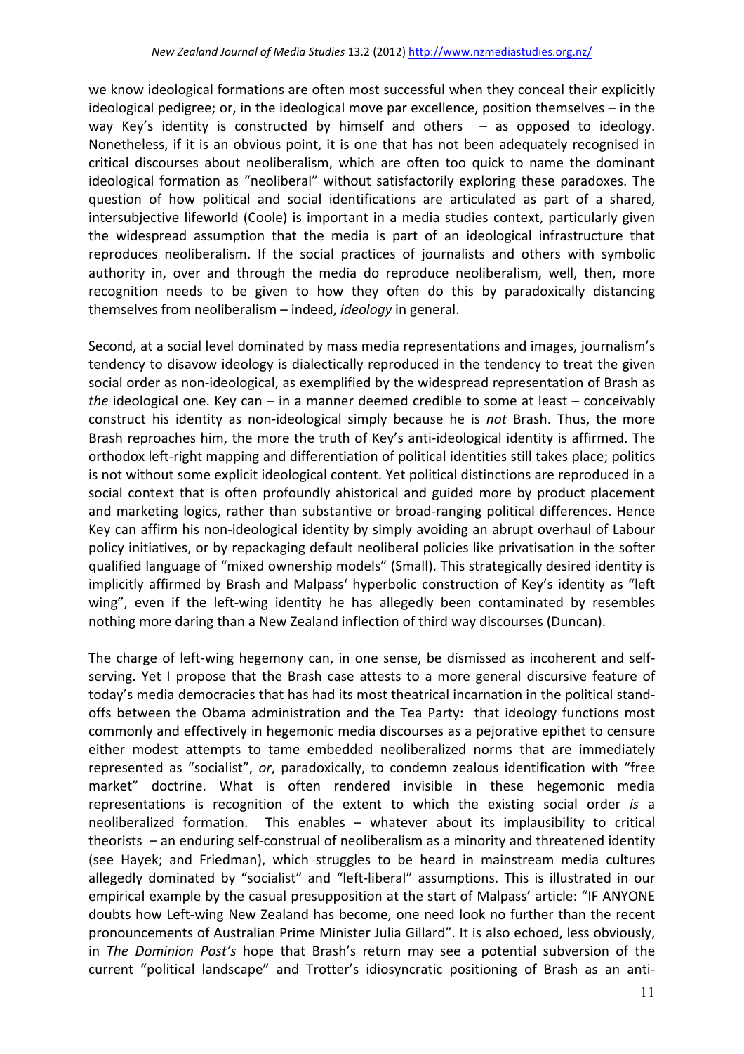we know ideological formations are often most successful when they conceal their explicitly ideological pedigree; or, in the ideological move par excellence, position themselves – in the way Key's identity is constructed by himself and others – as opposed to ideology. Nonetheless, if it is an obvious point, it is one that has not been adequately recognised in critical discourses about neoliberalism, which are often too quick to name the dominant ideological formation as "neoliberal" without satisfactorily exploring these paradoxes. The question of how political and social identifications are articulated as part of a shared, intersubjective lifeworld (Coole) is important in a media studies context, particularly given the widespread assumption that the media is part of an ideological infrastructure that reproduces neoliberalism. If the social practices of journalists and others with symbolic authority in, over and through the media do reproduce neoliberalism, well, then, more recognition needs to be given to how they often do this by paradoxically distancing themselves from neoliberalism – indeed, *ideology* in general.

Second, at a social level dominated by mass media representations and images, journalism's tendency to disavow ideology is dialectically reproduced in the tendency to treat the given social order as non-ideological, as exemplified by the widespread representation of Brash as *the* ideological one. Key can – in a manner deemed credible to some at least – conceivably construct his identity as non-ideological simply because he is *not* Brash. Thus, the more Brash reproaches him, the more the truth of Key's anti-ideological identity is affirmed. The orthodox left-right mapping and differentiation of political identities still takes place; politics is not without some explicit ideological content. Yet political distinctions are reproduced in a social context that is often profoundly ahistorical and guided more by product placement and marketing logics, rather than substantive or broad-ranging political differences. Hence Key can affirm his non-ideological identity by simply avoiding an abrupt overhaul of Labour policy initiatives, or by repackaging default neoliberal policies like privatisation in the softer qualified language of "mixed ownership models" (Small). This strategically desired identity is implicitly affirmed by Brash and Malpass' hyperbolic construction of Key's identity as "left wing", even if the left-wing identity he has allegedly been contaminated by resembles nothing more daring than a New Zealand inflection of third way discourses (Duncan).

The charge of left-wing hegemony can, in one sense, be dismissed as incoherent and self-serving. Yet I propose that the Brash case attests to a more general discursive feature of today's media democracies that has had its most theatrical incarnation in the political stand-offs between the Obama administration and the Tea Party: that ideology functions most commonly and effectively in hegemonic media discourses as a pejorative epithet to censure either modest attempts to tame embedded neoliberalized norms that are immediately represented as "socialist", *or*, paradoxically, to condemn zealous identification with "free market" doctrine. What is often rendered invisible in these hegemonic media representations is recognition of the extent to which the existing social order *is* a neoliberalized formation. This enables – whatever about its implausibility to critical theorists – an enduring self-construal of neoliberalism as a minority and threatened identity (see Hayek; and Friedman), which struggles to be heard in mainstream media cultures allegedly dominated by "socialist" and "left-liberal" assumptions. This is illustrated in our empirical example by the casual presupposition at the start of Malpass' article: "IF ANYONE doubts how Left-wing New Zealand has become, one need look no further than the recent pronouncements of Australian Prime Minister Julia Gillard". It is also echoed, less obviously, in *The Dominion Post's* hope that Brash's return may see a potential subversion of the current "political landscape" and Trotter's idiosyncratic positioning of Brash as an anti-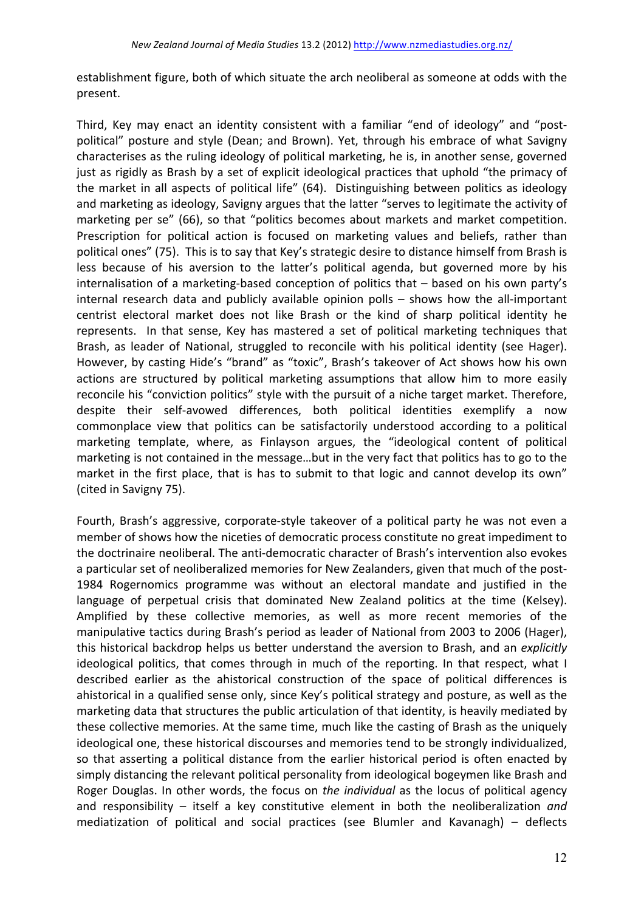establishment figure, both of which situate the arch neoliberal as someone at odds with the present.

Third, Key may enact an identity consistent with a familiar "end of ideology" and "post-political" posture and style (Dean; and Brown). Yet, through his embrace of what Savigny characterises as the ruling ideology of political marketing, he is, in another sense, governed just as rigidly as Brash by a set of explicit ideological practices that uphold "the primacy of the market in all aspects of political life" (64). Distinguishing between politics as ideology and marketing as ideology, Savigny argues that the latter "serves to legitimate the activity of marketing per se" (66), so that "politics becomes about markets and market competition. Prescription for political action is focused on marketing values and beliefs, rather than political ones" (75). This is to say that Key's strategic desire to distance himself from Brash is less because of his aversion to the latter's political agenda, but governed more by his internalisation of a marketing-based conception of politics that – based on his own party's internal research data and publicly available opinion polls – shows how the all-important centrist electoral market does not like Brash or the kind of sharp political identity he represents. In that sense, Key has mastered a set of political marketing techniques that Brash, as leader of National, struggled to reconcile with his political identity (see Hager). However, by casting Hide's "brand" as "toxic", Brash's takeover of Act shows how his own actions are structured by political marketing assumptions that allow him to more easily reconcile his "conviction politics" style with the pursuit of a niche target market. Therefore, despite their self-avowed differences, both political identities exemplify a now commonplace view that politics can be satisfactorily understood according to a political marketing template, where, as Finlayson argues, the "ideological content of political marketing is not contained in the message…but in the very fact that politics has to go to the market in the first place, that is has to submit to that logic and cannot develop its own" (cited in Savigny 75).

Fourth, Brash's aggressive, corporate-style takeover of a political party he was not even a member of shows how the niceties of democratic process constitute no great impediment to the doctrinaire neoliberal. The anti-democratic character of Brash's intervention also evokes a particular set of neoliberalized memories for New Zealanders, given that much of the post-1984 Rogernomics programme was without an electoral mandate and justified in the language of perpetual crisis that dominated New Zealand politics at the time (Kelsey). Amplified by these collective memories, as well as more recent memories of the manipulative tactics during Brash's period as leader of National from 2003 to 2006 (Hager), this historical backdrop helps us better understand the aversion to Brash, and an *explicitly* ideological politics, that comes through in much of the reporting. In that respect, what I described earlier as the ahistorical construction of the space of political differences is ahistorical in a qualified sense only, since Key's political strategy and posture, as well as the marketing data that structures the public articulation of that identity, is heavily mediated by these collective memories. At the same time, much like the casting of Brash as the uniquely ideological one, these historical discourses and memories tend to be strongly individualized, so that asserting a political distance from the earlier historical period is often enacted by simply distancing the relevant political personality from ideological bogeymen like Brash and Roger Douglas. In other words, the focus on *the individual* as the locus of political agency and responsibility – itself a key constitutive element in both the neoliberalization *and* mediatization of political and social practices (see Blumler and Kavanagh) – deflects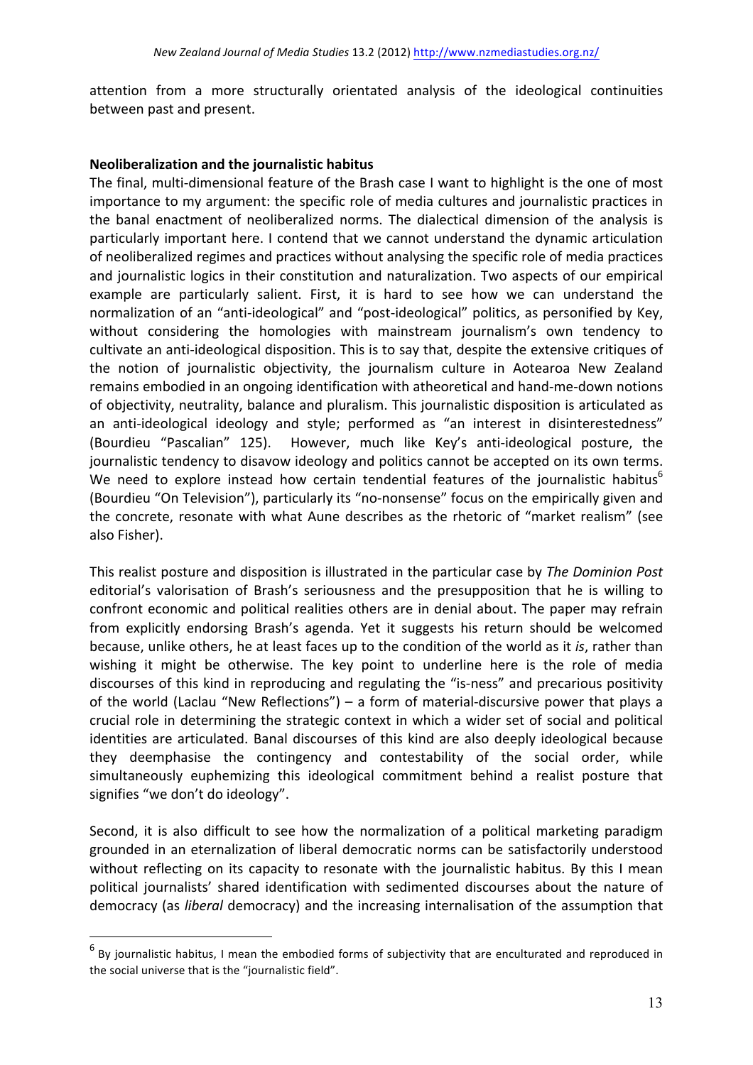attention from a more structurally orientated analysis of the ideological continuities between past and present.

**Neoliberalization and the journalistic habitus**

The final, multi-dimensional feature of the Brash case I want to highlight is the one of most importance to my argument: the specific role of media cultures and journalistic practices in the banal enactment of neoliberalized norms. The dialectical dimension of the analysis is particularly important here. I contend that we cannot understand the dynamic articulation of neoliberalized regimes and practices without analysing the specific role of media practices and journalistic logics in their constitution and naturalization. Two aspects of our empirical example are particularly salient. First, it is hard to see how we can understand the normalization of an "anti-ideological" and "post-ideological" politics, as personified by Key, without considering the homologies with mainstream journalism's own tendency to cultivate an anti-ideological disposition. This is to say that, despite the extensive critiques of the notion of journalistic objectivity, the journalism culture in Aotearoa New Zealand remains embodied in an ongoing identification with atheoretical and hand-me-down notions of objectivity, neutrality, balance and pluralism. This journalistic disposition is articulated as an anti-ideological ideology and style; performed as "an interest in disinterestedness" (Bourdieu "Pascalian" 125). However, much like Key's anti-ideological posture, the journalistic tendency to disavow ideology and politics cannot be accepted on its own terms. We need to explore instead how certain tendential features of the journalistic habitus[6] (Bourdieu "On Television"), particularly its "no-nonsense" focus on the empirically given and the concrete, resonate with what Aune describes as the rhetoric of "market realism" (see also Fisher).

This realist posture and disposition is illustrated in the particular case by *The Dominion Post* editorial's valorisation of Brash's seriousness and the presupposition that he is willing to confront economic and political realities others are in denial about. The paper may refrain from explicitly endorsing Brash's agenda. Yet it suggests his return should be welcomed because, unlike others, he at least faces up to the condition of the world as it *is*, rather than wishing it might be otherwise. The key point to underline here is the role of media discourses of this kind in reproducing and regulating the "is-ness" and precarious positivity of the world (Laclau "New Reflections") – a form of material-discursive power that plays a crucial role in determining the strategic context in which a wider set of social and political identities are articulated. Banal discourses of this kind are also deeply ideological because they deemphasise the contingency and contestability of the social order, while simultaneously euphemizing this ideological commitment behind a realist posture that signifies "we don't do ideology".

Second, it is also difficult to see how the normalization of a political marketing paradigm grounded in an eternalization of liberal democratic norms can be satisfactorily understood without reflecting on its capacity to resonate with the journalistic habitus. By this I mean political journalists' shared identification with sedimented discourses about the nature of democracy (as *liberal* democracy) and the increasing internalisation of the assumption that

[6] By journalistic habitus, I mean the embodied forms of subjectivity that are enculturated and reproduced in the social universe that is the "journalistic field".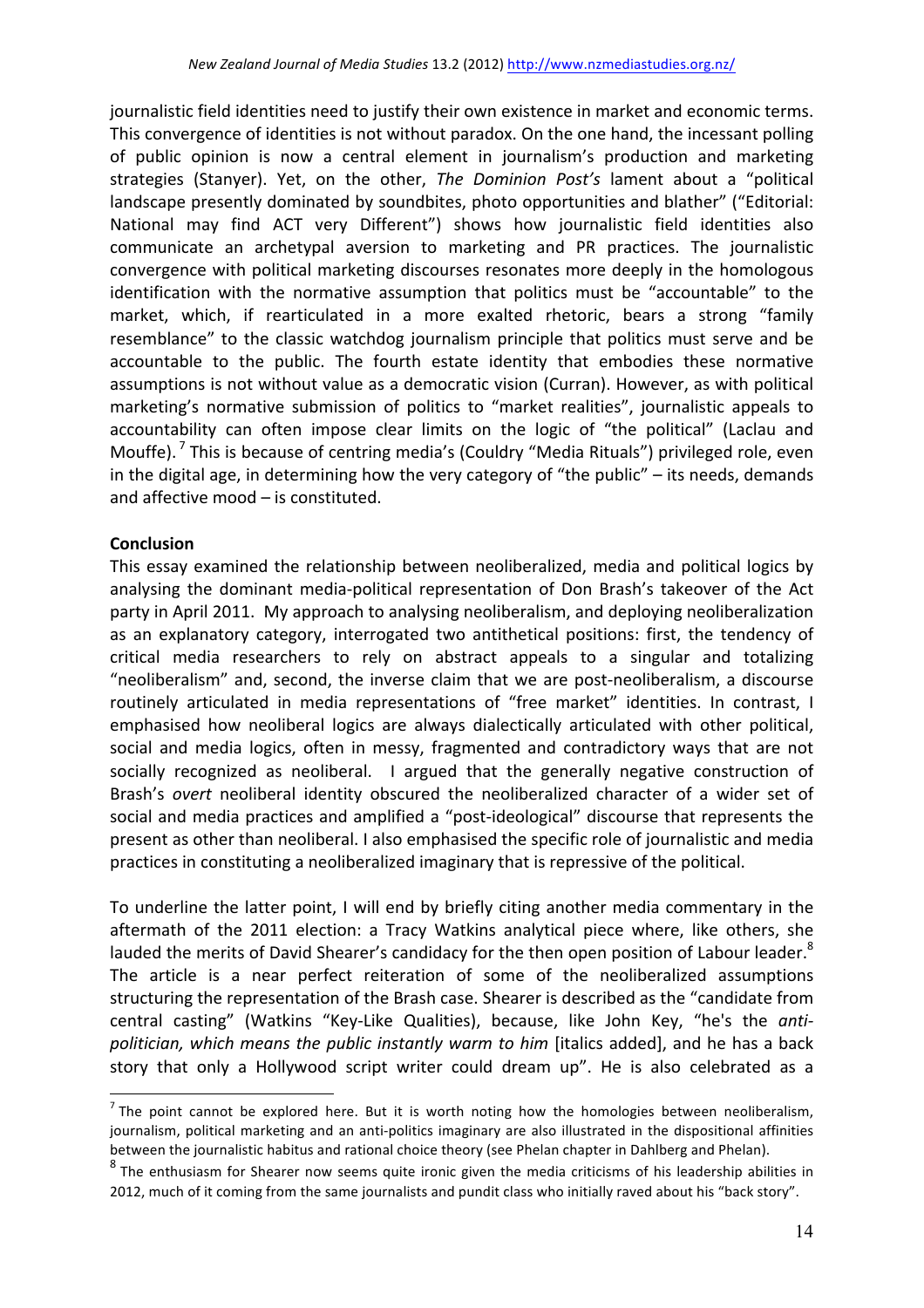journalistic field identities need to justify their own existence in market and economic terms. This convergence of identities is not without paradox. On the one hand, the incessant polling of public opinion is now a central element in journalism's production and marketing strategies (Stanyer). Yet, on the other, *The Dominion Post's* lament about a "political landscape presently dominated by soundbites, photo opportunities and blather" ("Editorial: National may find ACT very Different") shows how journalistic field identities also communicate an archetypal aversion to marketing and PR practices. The journalistic convergence with political marketing discourses resonates more deeply in the homologous identification with the normative assumption that politics must be "accountable" to the market, which, if rearticulated in a more exalted rhetoric, bears a strong "family resemblance" to the classic watchdog journalism principle that politics must serve and be accountable to the public. The fourth estate identity that embodies these normative assumptions is not without value as a democratic vision (Curran). However, as with political marketing's normative submission of politics to "market realities", journalistic appeals to accountability can often impose clear limits on the logic of "the political" (Laclau and Mouffe).[7] This is because of centring media's (Couldry "Media Rituals") privileged role, even in the digital age, in determining how the very category of "the public" – its needs, demands and affective mood – is constituted.

**Conclusion**

This essay examined the relationship between neoliberalized, media and political logics by analysing the dominant media-political representation of Don Brash's takeover of the Act party in April 2011. My approach to analysing neoliberalism, and deploying neoliberalization as an explanatory category, interrogated two antithetical positions: first, the tendency of critical media researchers to rely on abstract appeals to a singular and totalizing "neoliberalism" and, second, the inverse claim that we are post-neoliberalism, a discourse routinely articulated in media representations of "free market" identities. In contrast, I emphasised how neoliberal logics are always dialectically articulated with other political, social and media logics, often in messy, fragmented and contradictory ways that are not socially recognized as neoliberal. I argued that the generally negative construction of Brash's *overt* neoliberal identity obscured the neoliberalized character of a wider set of social and media practices and amplified a "post-ideological" discourse that represents the present as other than neoliberal. I also emphasised the specific role of journalistic and media practices in constituting a neoliberalized imaginary that is repressive of the political.

To underline the latter point, I will end by briefly citing another media commentary in the aftermath of the 2011 election: a Tracy Watkins analytical piece where, like others, she lauded the merits of David Shearer's candidacy for the then open position of Labour leader.[8] The article is a near perfect reiteration of some of the neoliberalized assumptions structuring the representation of the Brash case. Shearer is described as the "candidate from central casting" (Watkins "Key-Like Qualities), because, like John Key, "he's the *anti-politician, which means the public instantly warm to him* [italics added], and he has a back story that only a Hollywood script writer could dream up". He is also celebrated as a

---

[7] The point cannot be explored here. But it is worth noting how the homologies between neoliberalism, journalism, political marketing and an anti-politics imaginary are also illustrated in the dispositional affinities between the journalistic habitus and rational choice theory (see Phelan chapter in Dahlberg and Phelan).

[8] The enthusiasm for Shearer now seems quite ironic given the media criticisms of his leadership abilities in 2012, much of it coming from the same journalists and pundit class who initially raved about his "back story".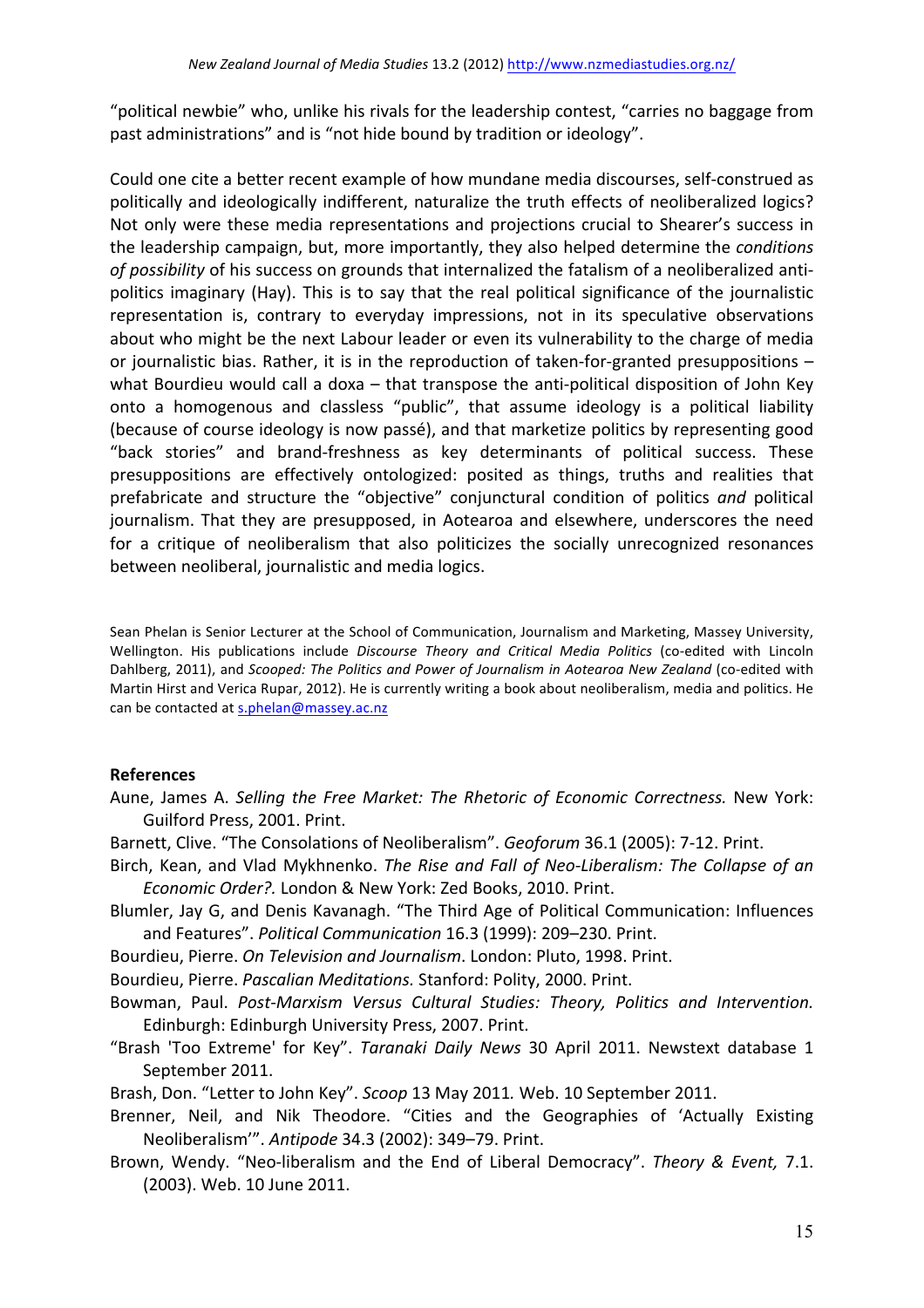"political newbie" who, unlike his rivals for the leadership contest, "carries no baggage from past administrations" and is "not hide bound by tradition or ideology".

Could one cite a better recent example of how mundane media discourses, self-construed as politically and ideologically indifferent, naturalize the truth effects of neoliberalized logics? Not only were these media representations and projections crucial to Shearer's success in the leadership campaign, but, more importantly, they also helped determine the *conditions of possibility* of his success on grounds that internalized the fatalism of a neoliberalized anti-politics imaginary (Hay). This is to say that the real political significance of the journalistic representation is, contrary to everyday impressions, not in its speculative observations about who might be the next Labour leader or even its vulnerability to the charge of media or journalistic bias. Rather, it is in the reproduction of taken-for-granted presuppositions – what Bourdieu would call a doxa – that transpose the anti-political disposition of John Key onto a homogenous and classless "public", that assume ideology is a political liability (because of course ideology is now passé), and that marketize politics by representing good "back stories" and brand-freshness as key determinants of political success. These presuppositions are effectively ontologized: posited as things, truths and realities that prefabricate and structure the "objective" conjunctural condition of politics *and* political journalism. That they are presupposed, in Aotearoa and elsewhere, underscores the need for a critique of neoliberalism that also politicizes the socially unrecognized resonances between neoliberal, journalistic and media logics.

Sean Phelan is Senior Lecturer at the School of Communication, Journalism and Marketing, Massey University, Wellington. His publications include *Discourse Theory and Critical Media Politics* (co-edited with Lincoln Dahlberg, 2011), and *Scooped: The Politics and Power of Journalism in Aotearoa New Zealand* (co-edited with Martin Hirst and Verica Rupar, 2012). He is currently writing a book about neoliberalism, media and politics. He can be contacted at s.phelan@massey.ac.nz

## References

Aune, James A. *Selling the Free Market: The Rhetoric of Economic Correctness.* New York: Guilford Press, 2001. Print.

Barnett, Clive. "The Consolations of Neoliberalism". *Geoforum* 36.1 (2005): 7-12. Print.

Birch, Kean, and Vlad Mykhnenko. *The Rise and Fall of Neo-Liberalism: The Collapse of an Economic Order?.* London & New York: Zed Books, 2010. Print.

Blumler, Jay G, and Denis Kavanagh. "The Third Age of Political Communication: Influences and Features". *Political Communication* 16.3 (1999): 209–230. Print.

Bourdieu, Pierre. *On Television and Journalism*. London: Pluto, 1998. Print.

Bourdieu, Pierre. *Pascalian Meditations.* Stanford: Polity, 2000. Print.

Bowman, Paul. *Post-Marxism Versus Cultural Studies: Theory, Politics and Intervention.* Edinburgh: Edinburgh University Press, 2007. Print.

"Brash 'Too Extreme' for Key". *Taranaki Daily News* 30 April 2011. Newstext database 1 September 2011.

Brash, Don. "Letter to John Key". *Scoop* 13 May 2011*.* Web. 10 September 2011.

Brenner, Neil, and Nik Theodore. "Cities and the Geographies of 'Actually Existing Neoliberalism'". *Antipode* 34.3 (2002): 349–79. Print.

Brown, Wendy. "Neo-liberalism and the End of Liberal Democracy". *Theory & Event,* 7.1. (2003). Web. 10 June 2011.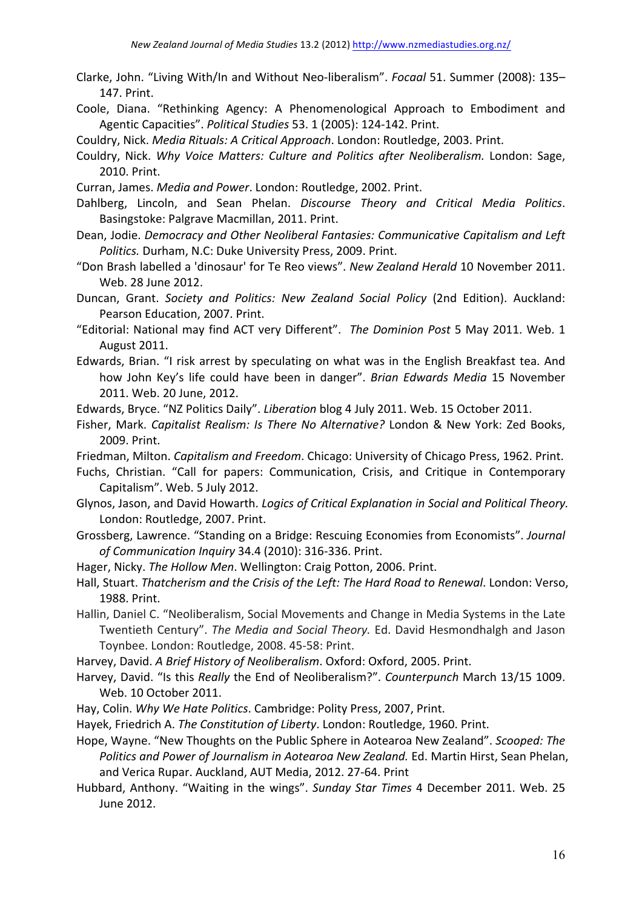Clarke, John. "Living With/In and Without Neo-liberalism". *Focaal* 51. Summer (2008): 135–147. Print.

Coole, Diana. "Rethinking Agency: A Phenomenological Approach to Embodiment and Agentic Capacities". *Political Studies* 53. 1 (2005): 124-142. Print.

Couldry, Nick. *Media Rituals: A Critical Approach*. London: Routledge, 2003. Print.

Couldry, Nick. *Why Voice Matters: Culture and Politics after Neoliberalism.* London: Sage, 2010. Print.

Curran, James. *Media and Power*. London: Routledge, 2002. Print.

Dahlberg, Lincoln, and Sean Phelan. *Discourse Theory and Critical Media Politics*. Basingstoke: Palgrave Macmillan, 2011. Print.

Dean, Jodie. *Democracy and Other Neoliberal Fantasies: Communicative Capitalism and Left Politics.* Durham, N.C: Duke University Press, 2009. Print.

"Don Brash labelled a 'dinosaur' for Te Reo views". *New Zealand Herald* 10 November 2011. Web. 28 June 2012.

Duncan, Grant. *Society and Politics: New Zealand Social Policy* (2nd Edition). Auckland: Pearson Education, 2007. Print.

"Editorial: National may find ACT very Different". *The Dominion Post* 5 May 2011. Web. 1 August 2011.

Edwards, Brian. "I risk arrest by speculating on what was in the English Breakfast tea. And how John Key's life could have been in danger". *Brian Edwards Media* 15 November 2011. Web. 20 June, 2012.

Edwards, Bryce. "NZ Politics Daily". *Liberation* blog 4 July 2011. Web. 15 October 2011.

Fisher, Mark. *Capitalist Realism: Is There No Alternative?* London & New York: Zed Books, 2009. Print.

Friedman, Milton. *Capitalism and Freedom*. Chicago: University of Chicago Press, 1962. Print.

Fuchs, Christian. "Call for papers: Communication, Crisis, and Critique in Contemporary Capitalism". Web. 5 July 2012.

Glynos, Jason, and David Howarth. *Logics of Critical Explanation in Social and Political Theory.* London: Routledge, 2007. Print.

Grossberg, Lawrence. "Standing on a Bridge: Rescuing Economies from Economists". *Journal of Communication Inquiry* 34.4 (2010): 316-336. Print.

Hager, Nicky. *The Hollow Men*. Wellington: Craig Potton, 2006. Print.

Hall, Stuart. *Thatcherism and the Crisis of the Left: The Hard Road to Renewal*. London: Verso, 1988. Print.

Hallin, Daniel C. "Neoliberalism, Social Movements and Change in Media Systems in the Late Twentieth Century". *The Media and Social Theory.* Ed. David Hesmondhalgh and Jason Toynbee. London: Routledge, 2008. 45-58: Print.

Harvey, David. *A Brief History of Neoliberalism*. Oxford: Oxford, 2005. Print.

Harvey, David. "Is this *Really* the End of Neoliberalism?". *Counterpunch* March 13/15 1009. Web. 10 October 2011.

Hay, Colin. *Why We Hate Politics*. Cambridge: Polity Press, 2007, Print.

Hayek, Friedrich A. *The Constitution of Liberty*. London: Routledge, 1960. Print.

Hope, Wayne. "New Thoughts on the Public Sphere in Aotearoa New Zealand". *Scooped: The Politics and Power of Journalism in Aotearoa New Zealand.* Ed. Martin Hirst, Sean Phelan, and Verica Rupar. Auckland, AUT Media, 2012. 27-64. Print

Hubbard, Anthony. "Waiting in the wings". *Sunday Star Times* 4 December 2011. Web. 25 June 2012.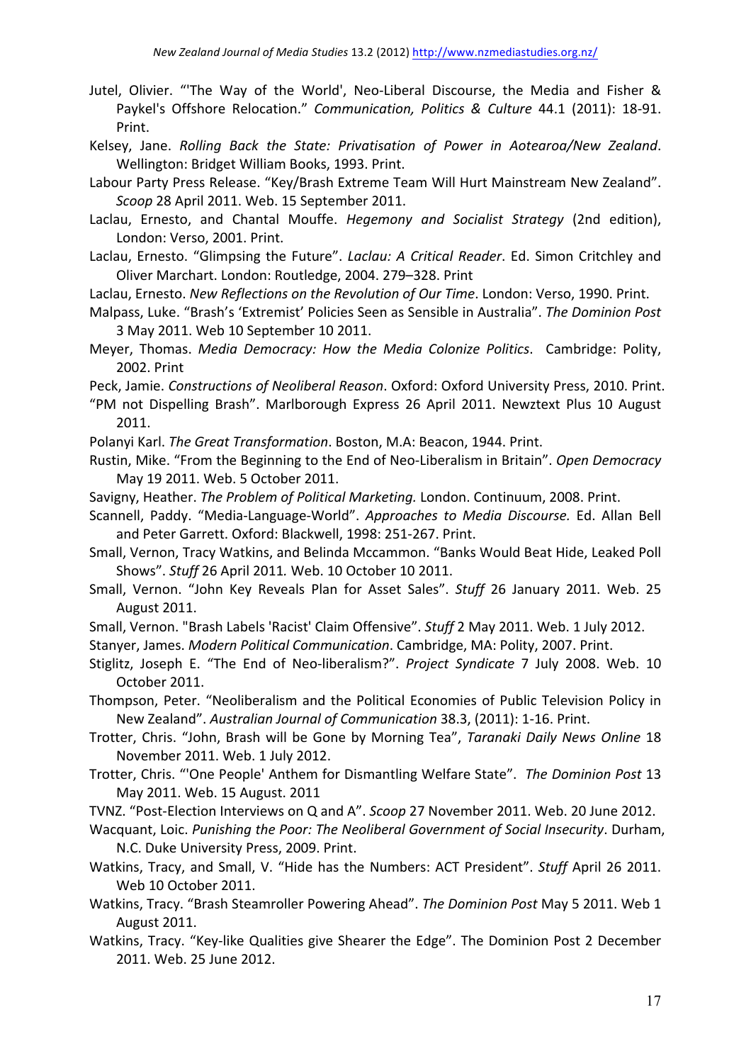Jutel, Olivier. "'The Way of the World', Neo-Liberal Discourse, the Media and Fisher & Paykel's Offshore Relocation." *Communication, Politics & Culture* 44.1 (2011): 18-91. Print.

Kelsey, Jane. *Rolling Back the State: Privatisation of Power in Aotearoa/New Zealand*. Wellington: Bridget William Books, 1993. Print.

Labour Party Press Release. "Key/Brash Extreme Team Will Hurt Mainstream New Zealand". *Scoop* 28 April 2011. Web. 15 September 2011.

Laclau, Ernesto, and Chantal Mouffe. *Hegemony and Socialist Strategy* (2nd edition), London: Verso, 2001. Print.

Laclau, Ernesto. "Glimpsing the Future". *Laclau: A Critical Reader*. Ed. Simon Critchley and Oliver Marchart. London: Routledge, 2004. 279–328. Print

Laclau, Ernesto. *New Reflections on the Revolution of Our Time*. London: Verso, 1990. Print.

Malpass, Luke. "Brash's 'Extremist' Policies Seen as Sensible in Australia". *The Dominion Post* 3 May 2011. Web 10 September 10 2011.

Meyer, Thomas. *Media Democracy: How the Media Colonize Politics*. Cambridge: Polity, 2002. Print

Peck, Jamie. *Constructions of Neoliberal Reason*. Oxford: Oxford University Press, 2010. Print.

"PM not Dispelling Brash". Marlborough Express 26 April 2011. Newztext Plus 10 August 2011.

Polanyi Karl. *The Great Transformation*. Boston, M.A: Beacon, 1944. Print.

Rustin, Mike. "From the Beginning to the End of Neo-Liberalism in Britain". *Open Democracy* May 19 2011. Web. 5 October 2011.

Savigny, Heather. *The Problem of Political Marketing.* London. Continuum, 2008. Print.

Scannell, Paddy. "Media-Language-World". *Approaches to Media Discourse.* Ed. Allan Bell and Peter Garrett. Oxford: Blackwell, 1998: 251-267. Print.

Small, Vernon, Tracy Watkins, and Belinda Mccammon. "Banks Would Beat Hide, Leaked Poll Shows". *Stuff* 26 April 2011*.* Web. 10 October 10 2011.

Small, Vernon. "John Key Reveals Plan for Asset Sales". *Stuff* 26 January 2011. Web. 25 August 2011.

Small, Vernon. "Brash Labels 'Racist' Claim Offensive". *Stuff* 2 May 2011. Web. 1 July 2012.

Stanyer, James. *Modern Political Communication*. Cambridge, MA: Polity, 2007. Print.

Stiglitz, Joseph E. "The End of Neo-liberalism?". *Project Syndicate* 7 July 2008. Web. 10 October 2011.

Thompson, Peter. "Neoliberalism and the Political Economies of Public Television Policy in New Zealand". *Australian Journal of Communication* 38.3, (2011): 1-16. Print.

Trotter, Chris. "John, Brash will be Gone by Morning Tea", *Taranaki Daily News Online* 18 November 2011. Web. 1 July 2012.

Trotter, Chris. "'One People' Anthem for Dismantling Welfare State". *The Dominion Post* 13 May 2011. Web. 15 August. 2011

TVNZ. "Post-Election Interviews on Q and A". *Scoop* 27 November 2011. Web. 20 June 2012.

Wacquant, Loic. *Punishing the Poor: The Neoliberal Government of Social Insecurity*. Durham, N.C. Duke University Press, 2009. Print.

Watkins, Tracy, and Small, V. "Hide has the Numbers: ACT President". *Stuff* April 26 2011. Web 10 October 2011.

Watkins, Tracy. "Brash Steamroller Powering Ahead". *The Dominion Post* May 5 2011. Web 1 August 2011.

Watkins, Tracy. "Key-like Qualities give Shearer the Edge". The Dominion Post 2 December 2011. Web. 25 June 2012.